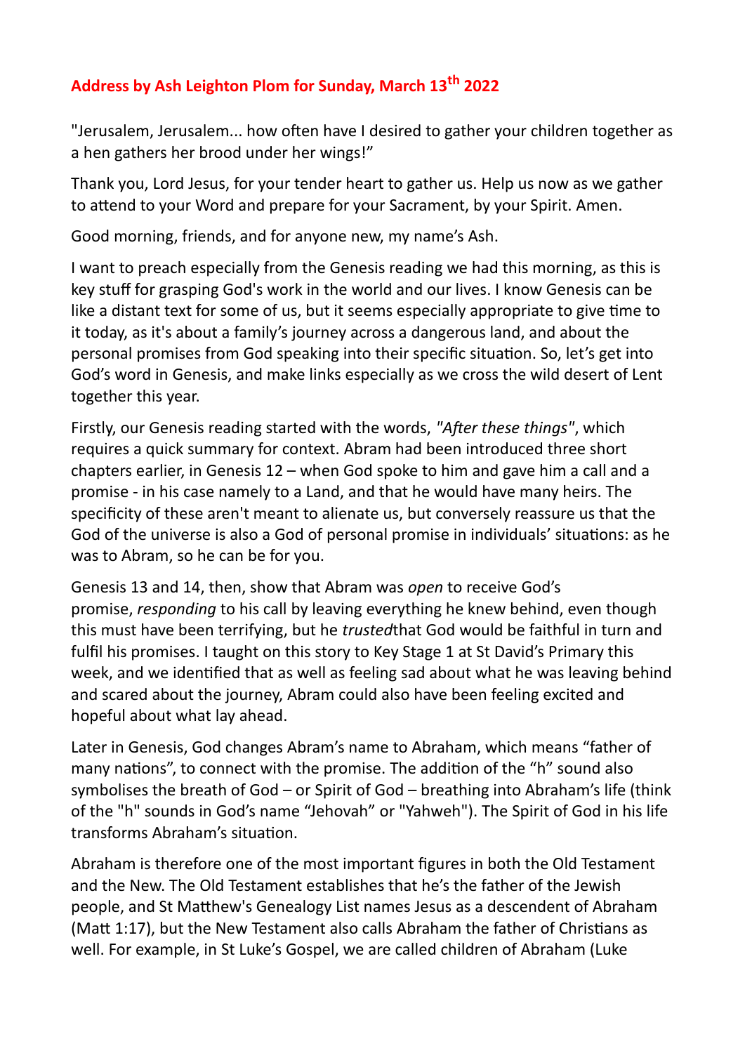# Address by Ash Leighton Plom for Sunday, March 13th 2022

"Jerusalem, Jerusalem... how often have I desired to gather your children together as a hen gathers her brood under her wings!"

Thank you, Lord Jesus, for your tender heart to gather us. Help us now as we gather to attend to your Word and prepare for your Sacrament, by your Spirit. Amen.

Good morning, friends, and for anyone new, my name's Ash.

I want to preach especially from the Genesis reading we had this morning, as this is key stuff for grasping God's work in the world and our lives. I know Genesis can be like a distant text for some of us, but it seems especially appropriate to give time to it today, as it's about a family's journey across a dangerous land, and about the personal promises from God speaking into their specific situation. So, let's get into God's word in Genesis, and make links especially as we cross the wild desert of Lent together this year.

Firstly, our Genesis reading started with the words, *"After these things"*, which requires a quick summary for context. Abram had been introduced three short chapters earlier, in Genesis 12 – when God spoke to him and gave him a call and a promise - in his case namely to a Land, and that he would have many heirs. The specificity of these aren't meant to alienate us, but conversely reassure us that the God of the universe is also a God of personal promise in individuals' situations: as he was to Abram, so he can be for you.

Genesis 13 and 14, then, show that Abram was *open* to receive God's promise, *responding* to his call by leaving everything he knew behind, even though this must have been terrifying, but he *trusted*that God would be faithful in turn and fulfil his promises. I taught on this story to Key Stage 1 at St David's Primary this week, and we identified that as well as feeling sad about what he was leaving behind and scared about the journey, Abram could also have been feeling excited and hopeful about what lay ahead.

Later in Genesis, God changes Abram's name to Abraham, which means "father of many nations", to connect with the promise. The addition of the "h" sound also symbolises the breath of God – or Spirit of God – breathing into Abraham's life (think of the "h" sounds in God's name "Jehovah" or "Yahweh"). The Spirit of God in his life transforms Abraham's situation.

Abraham is therefore one of the most important figures in both the Old Testament and the New. The Old Testament establishes that he's the father of the Jewish people, and St Matthew's Genealogy List names Jesus as a descendent of Abraham (Matt 1:17), but the New Testament also calls Abraham the father of Christians as well. For example, in St Luke's Gospel, we are called children of Abraham (Luke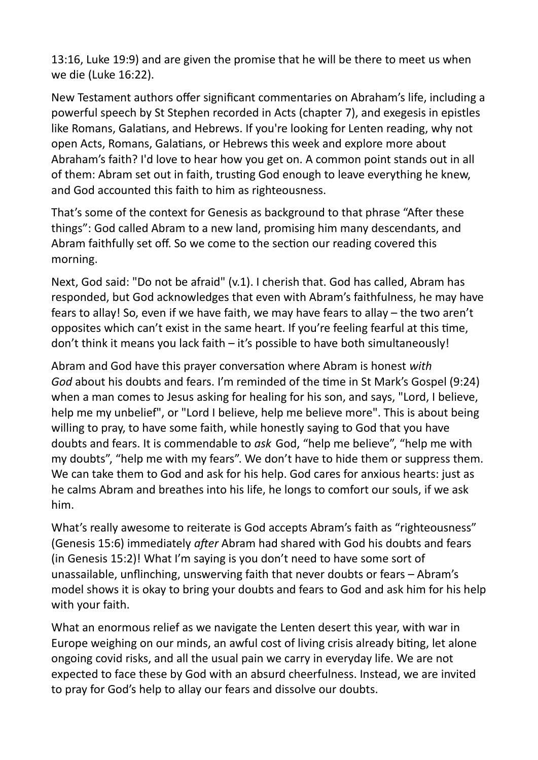13:16, Luke 19:9) and are given the promise that he will be there to meet us when we die (Luke 16:22).

New Testament authors offer significant commentaries on Abraham's life, including a powerful speech by St Stephen recorded in Acts (chapter 7), and exegesis in epistles like Romans, Galatians, and Hebrews. If you're looking for Lenten reading, why not open Acts, Romans, Galatians, or Hebrews this week and explore more about Abraham's faith? I'd love to hear how you get on. A common point stands out in all of them: Abram set out in faith, trusting God enough to leave everything he knew, and God accounted this faith to him as righteousness.

That's some of the context for Genesis as background to that phrase "After these things": God called Abram to a new land, promising him many descendants, and Abram faithfully set off. So we come to the section our reading covered this morning.

Next, God said: "Do not be afraid" (v.1). I cherish that. God has called, Abram has responded, but God acknowledges that even with Abram's faithfulness, he may have fears to allay! So, even if we have faith, we may have fears to allay – the two aren't opposites which can't exist in the same heart. If you're feeling fearful at this time, don't think it means you lack faith – it's possible to have both simultaneously!

Abram and God have this prayer conversation where Abram is honest *with God* about his doubts and fears. I'm reminded of the time in St Mark's Gospel (9:24) when a man comes to Jesus asking for healing for his son, and says, "Lord, I believe, help me my unbelief", or "Lord I believe, help me believe more". This is about being willing to pray, to have some faith, while honestly saying to God that you have doubts and fears. It is commendable to *ask* God, "help me believe", "help me with my doubts", "help me with my fears". We don't have to hide them or suppress them. We can take them to God and ask for his help. God cares for anxious hearts: just as he calms Abram and breathes into his life, he longs to comfort our souls, if we ask him.

What's really awesome to reiterate is God accepts Abram's faith as "righteousness" (Genesis 15:6) immediately *after* Abram had shared with God his doubts and fears (in Genesis 15:2)! What I'm saying is you don't need to have some sort of unassailable, unflinching, unswerving faith that never doubts or fears – Abram's model shows it is okay to bring your doubts and fears to God and ask him for his help with your faith.

What an enormous relief as we navigate the Lenten desert this year, with war in Europe weighing on our minds, an awful cost of living crisis already biting, let alone ongoing covid risks, and all the usual pain we carry in everyday life. We are not expected to face these by God with an absurd cheerfulness. Instead, we are invited to pray for God's help to allay our fears and dissolve our doubts.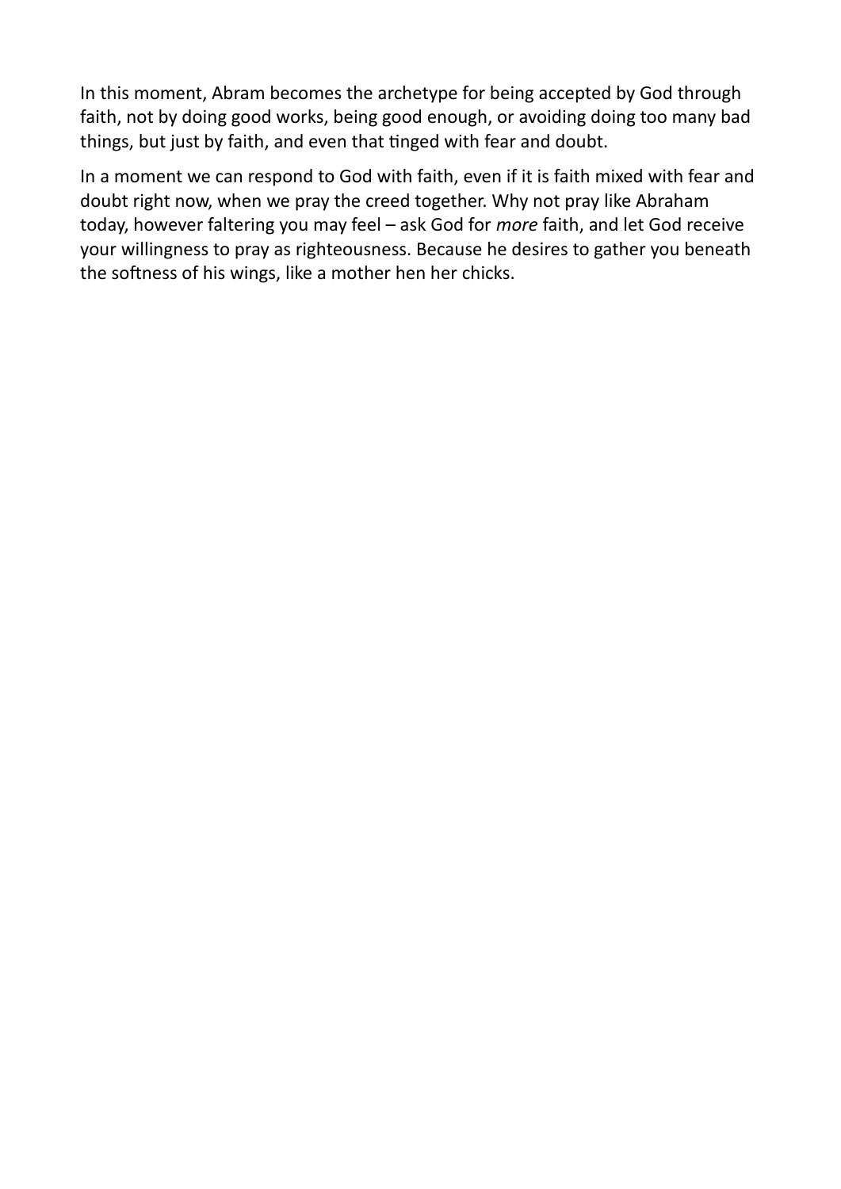In this moment, Abram becomes the archetype for being accepted by God through faith, not by doing good works, being good enough, or avoiding doing too many bad things, but just by faith, and even that tinged with fear and doubt.

In a moment we can respond to God with faith, even if it is faith mixed with fear and doubt right now, when we pray the creed together. Why not pray like Abraham today, however faltering you may feel – ask God for *more* faith, and let God receive your willingness to pray as righteousness. Because he desires to gather you beneath the softness of his wings, like a mother hen her chicks.